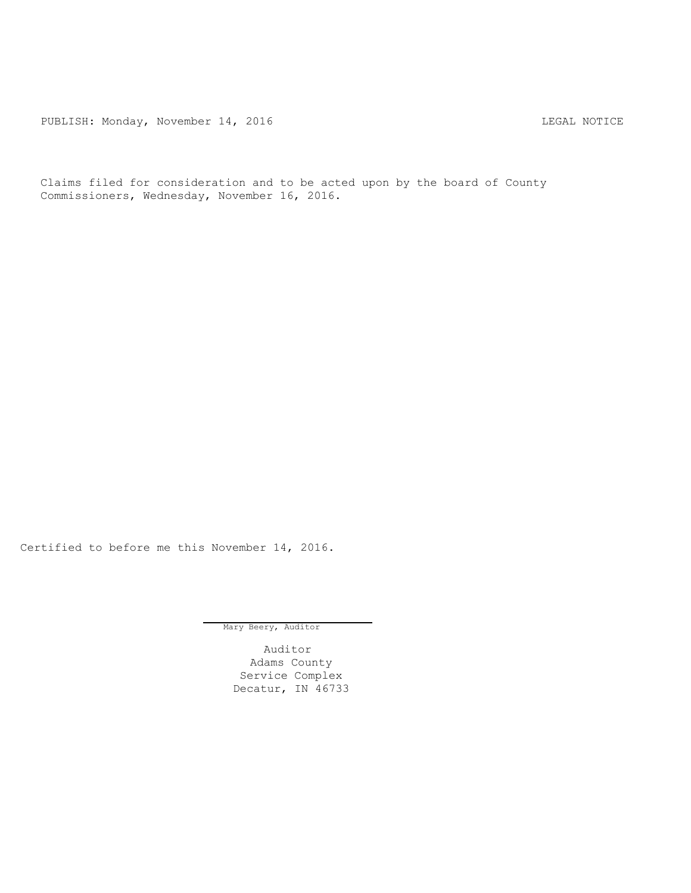PUBLISH: Monday, November 14, 2016 LEGAL NOTICE

Claims filed for consideration and to be acted upon by the board of County Commissioners, Wednesday, November 16, 2016.

Certified to before me this November 14, 2016.

Mary Beery, Auditor

Auditor
Adams County
Service Complex
Decatur, IN 46733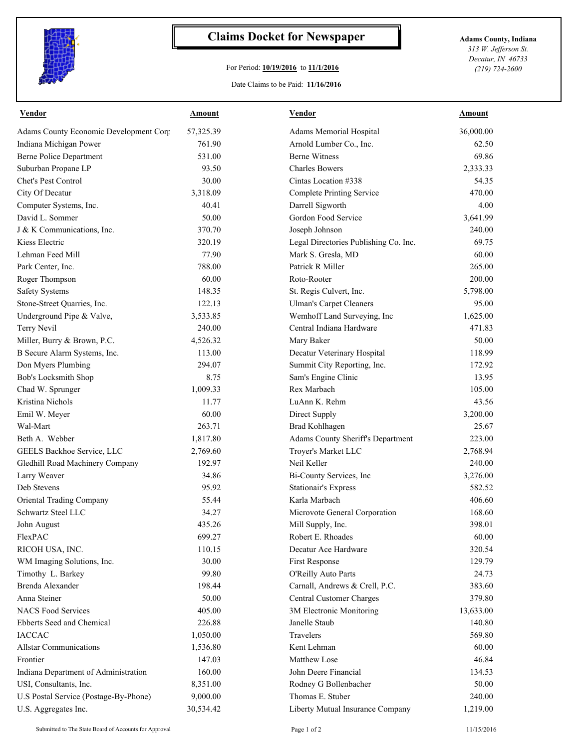# Claims Docket for Newspaper

For Period: **10/19/2016** to **11/1/2016**

Date Claims to be Paid: **11/16/2016**

**Adams County, Indiana**
*313 W. Jefferson St.*
*Decatur, IN 46733*
*(219) 724-2600*

| Vendor | Amount | Vendor | Amount |
|---|---|---|---|
| Adams County Economic Development Corp | 57,325.39 | Adams Memorial Hospital | 36,000.00 |
| Indiana Michigan Power | 761.90 | Arnold Lumber Co., Inc. | 62.50 |
| Berne Police Department | 531.00 | Berne Witness | 69.86 |
| Suburban Propane LP | 93.50 | Charles Bowers | 2,333.33 |
| Chet's Pest Control | 30.00 | Cintas Location #338 | 54.35 |
| City Of Decatur | 3,318.09 | Complete Printing Service | 470.00 |
| Computer Systems, Inc. | 40.41 | Darrell Sigworth | 4.00 |
| David L. Sommer | 50.00 | Gordon Food Service | 3,641.99 |
| J & K Communications, Inc. | 370.70 | Joseph Johnson | 240.00 |
| Kiess Electric | 320.19 | Legal Directories Publishing Co. Inc. | 69.75 |
| Lehman Feed Mill | 77.90 | Mark S. Gresla, MD | 60.00 |
| Park Center, Inc. | 788.00 | Patrick R Miller | 265.00 |
| Roger Thompson | 60.00 | Roto-Rooter | 200.00 |
| Safety Systems | 148.35 | St. Regis Culvert, Inc. | 5,798.00 |
| Stone-Street Quarries, Inc. | 122.13 | Ulman's Carpet Cleaners | 95.00 |
| Underground Pipe & Valve, | 3,533.85 | Wemhoff Land Surveying, Inc | 1,625.00 |
| Terry Nevil | 240.00 | Central Indiana Hardware | 471.83 |
| Miller, Burry & Brown, P.C. | 4,526.32 | Mary Baker | 50.00 |
| B Secure Alarm Systems, Inc. | 113.00 | Decatur Veterinary Hospital | 118.99 |
| Don Myers Plumbing | 294.07 | Summit City Reporting, Inc. | 172.92 |
| Bob's Locksmith Shop | 8.75 | Sam's Engine Clinic | 13.95 |
| Chad W. Sprunger | 1,009.33 | Rex Marbach | 105.00 |
| Kristina Nichols | 11.77 | LuAnn K. Rehm | 43.56 |
| Emil W. Meyer | 60.00 | Direct Supply | 3,200.00 |
| Wal-Mart | 263.71 | Brad Kohlhagen | 25.67 |
| Beth A. Webber | 1,817.80 | Adams County Sheriff's Department | 223.00 |
| GEELS Backhoe Service, LLC | 2,769.60 | Troyer's Market LLC | 2,768.94 |
| Gledhill Road Machinery Company | 192.97 | Neil Keller | 240.00 |
| Larry Weaver | 34.86 | Bi-County Services, Inc | 3,276.00 |
| Deb Stevens | 95.92 | Stationair's Express | 582.52 |
| Oriental Trading Company | 55.44 | Karla Marbach | 406.60 |
| Schwartz Steel LLC | 34.27 | Microvote General Corporation | 168.60 |
| John August | 435.26 | Mill Supply, Inc. | 398.01 |
| FlexPAC | 699.27 | Robert E. Rhoades | 60.00 |
| RICOH USA, INC. | 110.15 | Decatur Ace Hardware | 320.54 |
| WM Imaging Solutions, Inc. | 30.00 | First Response | 129.79 |
| Timothy L. Barkey | 99.80 | O'Reilly Auto Parts | 24.73 |
| Brenda Alexander | 198.44 | Carnall, Andrews & Crell, P.C. | 383.60 |
| Anna Steiner | 50.00 | Central Customer Charges | 379.80 |
| NACS Food Services | 405.00 | 3M Electronic Monitoring | 13,633.00 |
| Ebberts Seed and Chemical | 226.88 | Janelle Staub | 140.80 |
| IACCAC | 1,050.00 | Travelers | 569.80 |
| Allstar Communications | 1,536.80 | Kent Lehman | 60.00 |
| Frontier | 147.03 | Matthew Lose | 46.84 |
| Indiana Department of Administration | 160.00 | John Deere Financial | 134.53 |
| USI, Consultants, Inc. | 8,351.00 | Rodney G Bollenbacher | 50.00 |
| U.S Postal Service (Postage-By-Phone) | 9,000.00 | Thomas E. Stuber | 240.00 |
| U.S. Aggregates Inc. | 30,534.42 | Liberty Mutual Insurance Company | 1,219.00 |

Submitted to The State Board of Accounts for Approval    11/15/2016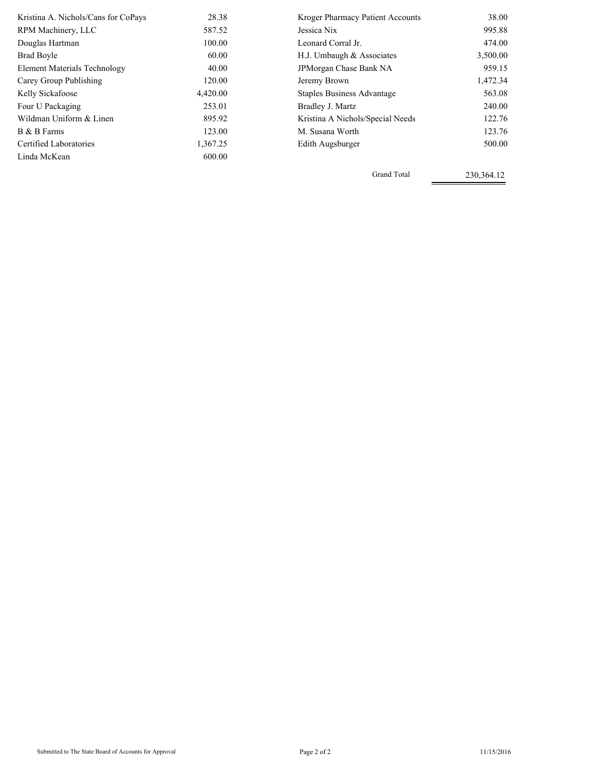| | |
|---|---|
| Kristina A. Nichols/Cans for CoPays | 28.38 |
| RPM Machinery, LLC | 587.52 |
| Douglas Hartman | 100.00 |
| Brad Boyle | 60.00 |
| Element Materials Technology | 40.00 |
| Carey Group Publishing | 120.00 |
| Kelly Sickafoose | 4,420.00 |
| Four U Packaging | 253.01 |
| Wildman Uniform & Linen | 895.92 |
| B & B Farms | 123.00 |
| Certified Laboratories | 1,367.25 |
| Linda McKean | 600.00 |
| Kroger Pharmacy Patient Accounts | 38.00 |
| Jessica Nix | 995.88 |
| Leonard Corral Jr. | 474.00 |
| H.J. Umbaugh & Associates | 3,500.00 |
| JPMorgan Chase Bank NA | 959.15 |
| Jeremy Brown | 1,472.34 |
| Staples Business Advantage | 563.08 |
| Bradley J. Martz | 240.00 |
| Kristina A Nichols/Special Needs | 122.76 |
| M. Susana Worth | 123.76 |
| Edith Augsburger | 500.00 |
| Grand Total | 230,364.12 |

Submitted to The State Board of Accounts for Approval

11/15/2016